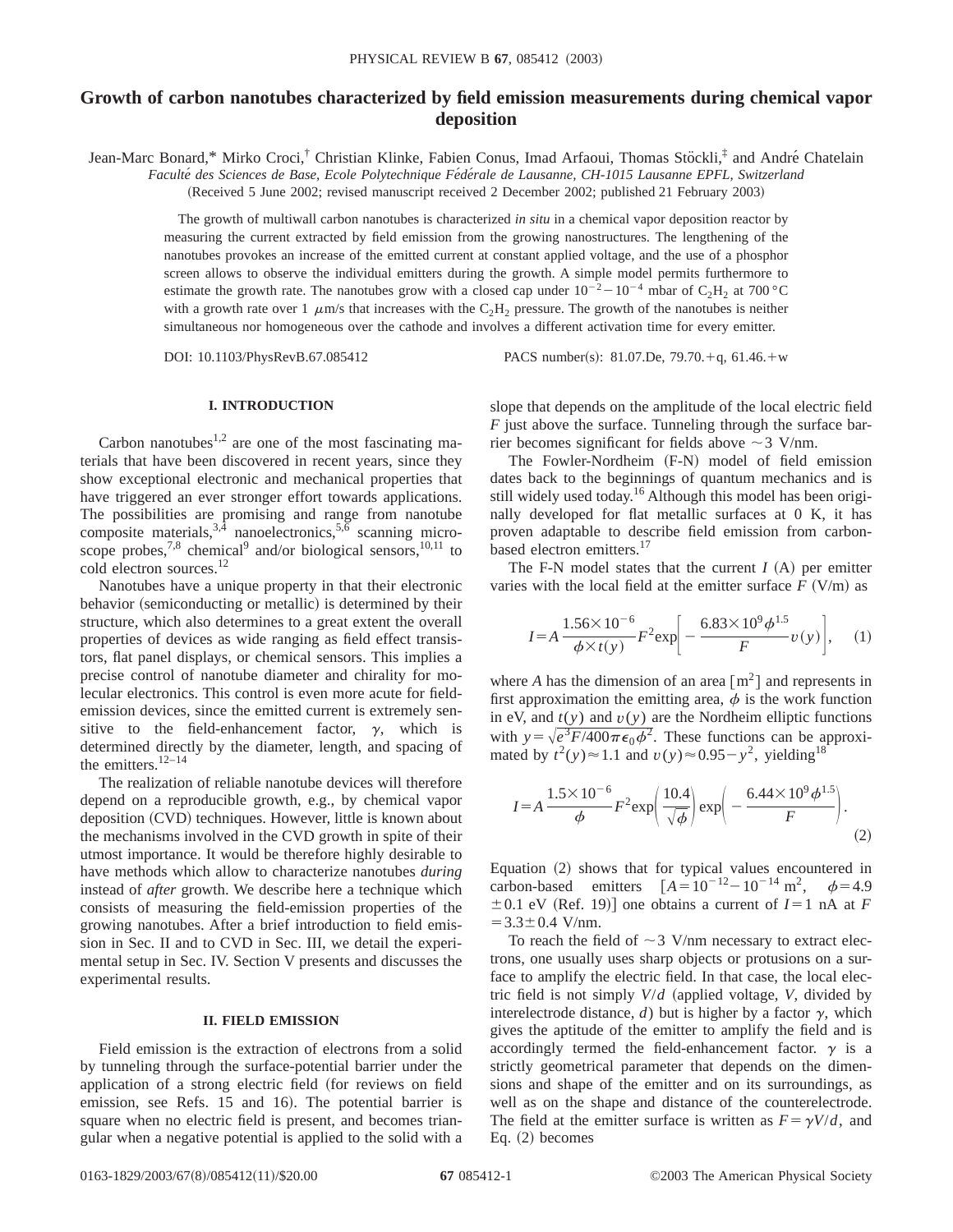# Growth of carbon nanotubes characterized by field emission measurements during chemical vapor deposition

Jean-Marc Bonard,* Mirko Croci,† Christian Klinke, Fabien Conus, Imad Arfaoui, Thomas Stöckli,‡ and André Chatelain

*Faculté des Sciences de Base, Ecole Polytechnique Fédérale de Lausanne, CH-1015 Lausanne EPFL, Switzerland*

(Received 5 June 2002; revised manuscript received 2 December 2002; published 21 February 2003)

The growth of multiwall carbon nanotubes is characterized *in situ* in a chemical vapor deposition reactor by measuring the current extracted by field emission from the growing nanostructures. The lengthening of the nanotubes provokes an increase of the emitted current at constant applied voltage, and the use of a phosphor screen allows to observe the individual emitters during the growth. A simple model permits furthermore to estimate the growth rate. The nanotubes grow with a closed cap under $10^{-2}-10^{-4}$ mbar of $C_2H_2$ at 700 °C with a growth rate over 1 μm/s that increases with the $C_2H_2$ pressure. The growth of the nanotubes is neither simultaneous nor homogeneous over the cathode and involves a different activation time for every emitter.

DOI: 10.1103/PhysRevB.67.085412 PACS number(s): 81.07.De, 79.70.+q, 61.46.+w

## I. INTRODUCTION

Carbon nanotubes[1,2] are one of the most fascinating materials that have been discovered in recent years, since they show exceptional electronic and mechanical properties that have triggered an ever stronger effort towards applications. The possibilities are promising and range from nanotube composite materials,[3,4] nanoelectronics,[5,6] scanning microscope probes,[7,8] chemical[9] and/or biological sensors,[10,11] to cold electron sources.[12]

Nanotubes have a unique property in that their electronic behavior (semiconducting or metallic) is determined by their structure, which also determines to a great extent the overall properties of devices as wide ranging as field effect transistors, flat panel displays, or chemical sensors. This implies a precise control of nanotube diameter and chirality for molecular electronics. This control is even more acute for field-emission devices, since the emitted current is extremely sensitive to the field-enhancement factor, $\gamma$, which is determined directly by the diameter, length, and spacing of the emitters.[12–14]

The realization of reliable nanotube devices will therefore depend on a reproducible growth, e.g., by chemical vapor deposition (CVD) techniques. However, little is known about the mechanisms involved in the CVD growth in spite of their utmost importance. It would be therefore highly desirable to have methods which allow to characterize nanotubes *during* instead of *after* growth. We describe here a technique which consists of measuring the field-emission properties of the growing nanotubes. After a brief introduction to field emission in Sec. II and to CVD in Sec. III, we detail the experimental setup in Sec. IV. Section V presents and discusses the experimental results.

## II. FIELD EMISSION

Field emission is the extraction of electrons from a solid by tunneling through the surface-potential barrier under the application of a strong electric field (for reviews on field emission, see Refs. 15 and 16). The potential barrier is square when no electric field is present, and becomes triangular when a negative potential is applied to the solid with a slope that depends on the amplitude of the local electric field $F$ just above the surface. Tunneling through the surface barrier becomes significant for fields above ~3 V/nm.

The Fowler-Nordheim (F-N) model of field emission dates back to the beginnings of quantum mechanics and is still widely used today.[16] Although this model has been originally developed for flat metallic surfaces at 0 K, it has proven adaptable to describe field emission from carbon-based electron emitters.[17]

The F-N model states that the current $I$ (A) per emitter varies with the local field at the emitter surface $F$ (V/m) as

$$I=A\frac{1.56\times10^{-6}}{\phi\times t(y)}F^2\exp\left[-\frac{6.83\times10^9\phi^{1.5}}{F}v(y)\right], \quad (1)$$

where $A$ has the dimension of an area [$m^2$] and represents in first approximation the emitting area, $\phi$ is the work function in eV, and $t(y)$ and $v(y)$ are the Nordheim elliptic functions with $y=\sqrt{e^3F/400\pi\epsilon_0\phi^2}$. These functions can be approximated by $t^2(y)\approx1.1$ and $v(y)\approx0.95-y^2$, yielding[18]

$$I=A\frac{1.5\times10^{-6}}{\phi}F^2\exp\left(\frac{10.4}{\sqrt{\phi}}\right)\exp\left(-\frac{6.44\times10^9\phi^{1.5}}{F}\right). \quad (2)$$

Equation (2) shows that for typical values encountered in carbon-based emitters [$A=10^{-12}-10^{-14}$ $m^2$, $\phi=4.9\pm0.1$ eV (Ref. 19)] one obtains a current of $I=1$ nA at $F=3.3\pm0.4$ V/nm.

To reach the field of ~3 V/nm necessary to extract electrons, one usually uses sharp objects or protusions on a surface to amplify the electric field. In that case, the local electric field is not simply $V/d$ (applied voltage, $V$, divided by interelectrode distance, $d$) but is higher by a factor $\gamma$, which gives the aptitude of the emitter to amplify the field and is accordingly termed the field-enhancement factor. $\gamma$ is a strictly geometrical parameter that depends on the dimensions and shape of the emitter and on its surroundings, as well as on the shape and distance of the counterelectrode. The field at the emitter surface is written as $F=\gamma V/d$, and Eq. (2) becomes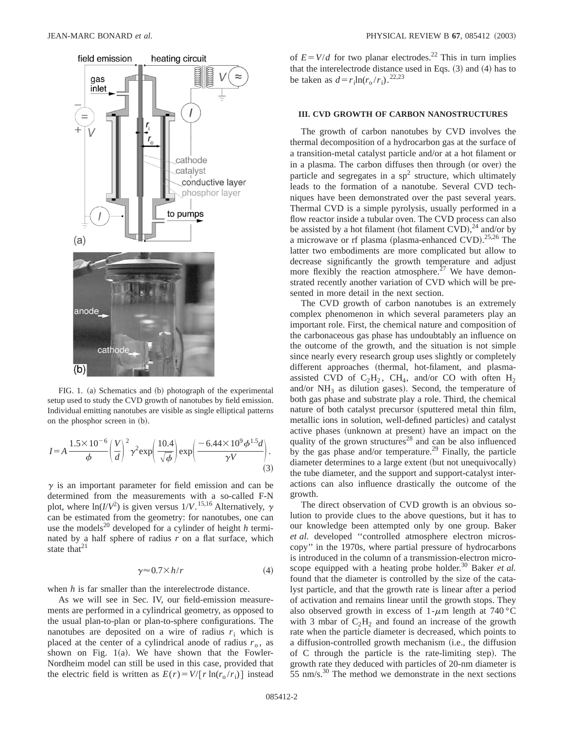FIG. 1. (a) Schematics and (b) photograph of the experimental setup used to study the CVD growth of nanotubes by field emission. Individual emitting nanotubes are visible as single elliptical patterns on the phosphor screen in (b).

$$I = A\frac{1.5\times10^{-6}}{\phi}\left(\frac{V}{d}\right)^2\gamma^2\exp\left(\frac{10.4}{\sqrt{\phi}}\right)\exp\left(\frac{-6.44\times10^9\phi^{1.5}d}{\gamma V}\right). \quad (3)$$

$\gamma$ is an important parameter for field emission and can be determined from the measurements with a so-called F-N plot, where $\ln(I/V^2)$ is given versus $1/V$.[15,16] Alternatively, $\gamma$ can be estimated from the geometry: for nanotubes, one can use the models[20] developed for a cylinder of height $h$ terminated by a half sphere of radius $r$ on a flat surface, which state that[21]

$$\gamma \approx 0.7\times h/r \quad (4)$$

when $h$ is far smaller than the interelectrode distance.

As we will see in Sec. IV, our field-emission measurements are performed in a cylindrical geometry, as opposed to the usual plan-to-plan or plan-to-sphere configurations. The nanotubes are deposited on a wire of radius $r_i$ which is placed at the center of a cylindrical anode of radius $r_o$, as shown on Fig. 1(a). We have shown that the Fowler-Nordheim model can still be used in this case, provided that the electric field is written as $E(r)=V/[r\ln(r_o/r_i)]$ instead of $E=V/d$ for two planar electrodes.[22] This in turn implies that the interelectrode distance used in Eqs. (3) and (4) has to be taken as $d=r_i\ln(r_o/r_i)$.[22,23]

## III. CVD GROWTH OF CARBON NANOSTRUCTURES

The growth of carbon nanotubes by CVD involves the thermal decomposition of a hydrocarbon gas at the surface of a transition-metal catalyst particle and/or at a hot filament or in a plasma. The carbon diffuses then through (or over) the particle and segregates in a $sp^2$ structure, which ultimately leads to the formation of a nanotube. Several CVD techniques have been demonstrated over the past several years. Thermal CVD is a simple pyrolysis, usually performed in a flow reactor inside a tubular oven. The CVD process can also be assisted by a hot filament (hot filament CVD),[24] and/or by a microwave or rf plasma (plasma-enhanced CVD).[25,26] The latter two embodiments are more complicated but allow to decrease significantly the growth temperature and adjust more flexibly the reaction atmosphere.[27] We have demonstrated recently another variation of CVD which will be presented in more detail in the next section.

The CVD growth of carbon nanotubes is an extremely complex phenomenon in which several parameters play an important role. First, the chemical nature and composition of the carbonaceous gas phase has undoubtably an influence on the outcome of the growth, and the situation is not simple since nearly every research group uses slightly or completely different approaches (thermal, hot-filament, and plasma-assisted CVD of $C_2H_2$, $CH_4$, and/or CO with often $H_2$ and/or $NH_3$ as dilution gases). Second, the temperature of both gas phase and substrate play a role. Third, the chemical nature of both catalyst precursor (sputtered metal thin film, metallic ions in solution, well-defined particles) and catalyst active phases (unknown at present) have an impact on the quality of the grown structures[28] and can be also influenced by the gas phase and/or temperature.[29] Finally, the particle diameter determines to a large extent (but not unequivocally) the tube diameter, and the support and support-catalyst interactions can also influence drastically the outcome of the growth.

The direct observation of CVD growth is an obvious solution to provide clues to the above questions, but it has to our knowledge been attempted only by one group. Baker *et al.* developed "controlled atmosphere electron microscopy" in the 1970s, where partial pressure of hydrocarbons is introduced in the column of a transmission-electron microscope equipped with a heating probe holder.[30] Baker *et al.* found that the diameter is controlled by the size of the catalyst particle, and that the growth rate is linear after a period of activation and remains linear until the growth stops. They also observed growth in excess of 1-$\mu$m length at 740 °C with 3 mbar of $C_2H_2$ and found an increase of the growth rate when the particle diameter is decreased, which points to a diffusion-controlled growth mechanism (i.e., the diffusion of C through the particle is the rate-limiting step). The growth rate they deduced with particles of 20-nm diameter is 55 nm/s.[30] The method we demonstrate in the next sections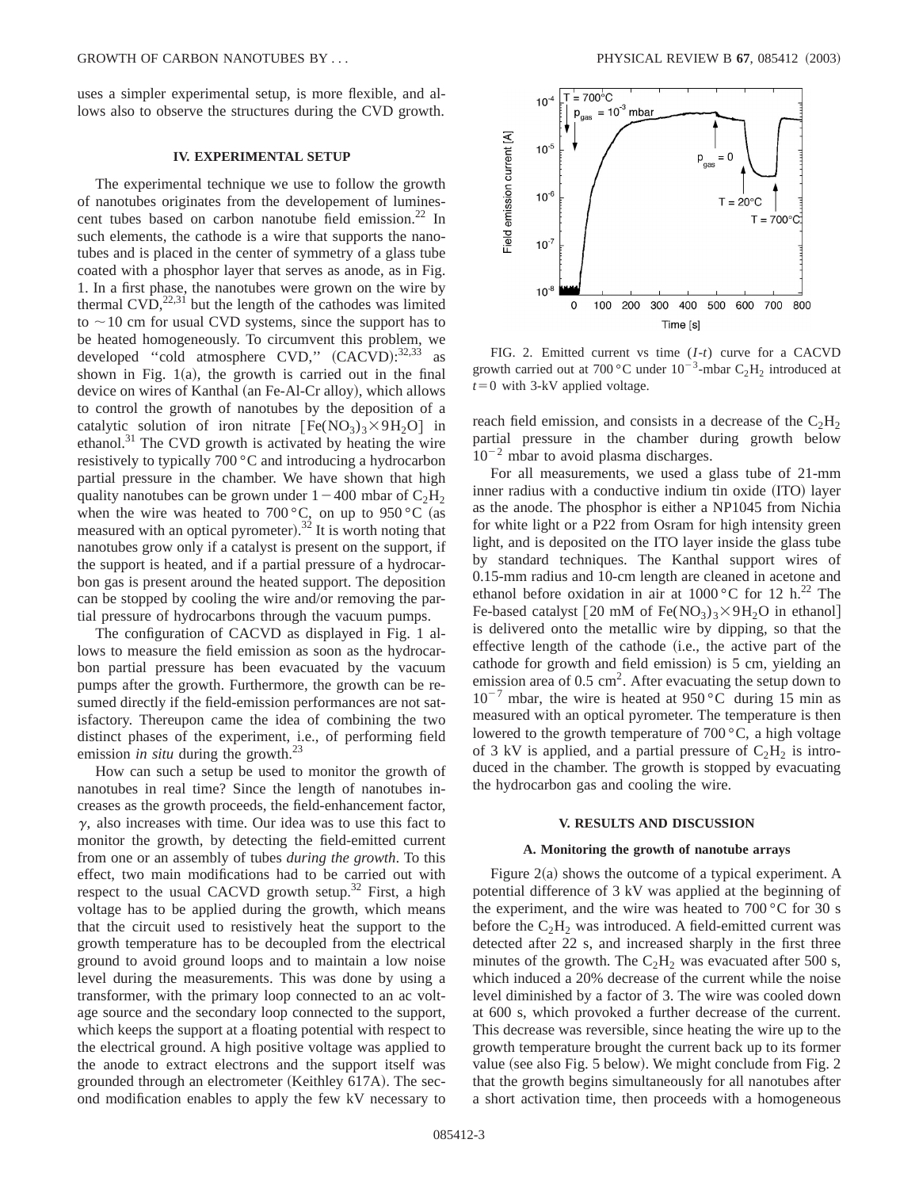uses a simpler experimental setup, is more flexible, and allows also to observe the structures during the CVD growth.

### IV. EXPERIMENTAL SETUP

The experimental technique we use to follow the growth of nanotubes originates from the developement of luminescent tubes based on carbon nanotube field emission.[22] In such elements, the cathode is a wire that supports the nanotubes and is placed in the center of symmetry of a glass tube coated with a phosphor layer that serves as anode, as in Fig. 1. In a first phase, the nanotubes were grown on the wire by thermal CVD,[22,31] but the length of the cathodes was limited to $\sim 10$ cm for usual CVD systems, since the support has to be heated homogeneously. To circumvent this problem, we developed "cold atmosphere CVD," (CACVD):[32,33] as shown in Fig. 1(a), the growth is carried out in the final device on wires of Kanthal (an Fe-Al-Cr alloy), which allows to control the growth of nanotubes by the deposition of a catalytic solution of iron nitrate $[Fe(NO_3)_3 \times 9H_2O]$ in ethanol.[31] The CVD growth is activated by heating the wire resistively to typically 700 °C and introducing a hydrocarbon partial pressure in the chamber. We have shown that high quality nanotubes can be grown under $1-400$ mbar of $C_2H_2$ when the wire was heated to 700 °C, on up to 950 °C (as measured with an optical pyrometer).[32] It is worth noting that nanotubes grow only if a catalyst is present on the support, if the support is heated, and if a partial pressure of a hydrocarbon gas is present around the heated support. The deposition can be stopped by cooling the wire and/or removing the partial pressure of hydrocarbons through the vacuum pumps.

The configuration of CACVD as displayed in Fig. 1 allows to measure the field emission as soon as the hydrocarbon partial pressure has been evacuated by the vacuum pumps after the growth. Furthermore, the growth can be resumed directly if the field-emission performances are not satisfactory. Thereupon came the idea of combining the two distinct phases of the experiment, i.e., of performing field emission *in situ* during the growth.[23]

How can such a setup be used to monitor the growth of nanotubes in real time? Since the length of nanotubes increases as the growth proceeds, the field-enhancement factor, $\gamma$, also increases with time. Our idea was to use this fact to monitor the growth, by detecting the field-emitted current from one or an assembly of tubes *during the growth*. To this effect, two main modifications had to be carried out with respect to the usual CACVD growth setup.[32] First, a high voltage has to be applied during the growth, which means that the circuit used to resistively heat the support to the growth temperature has to be decoupled from the electrical ground to avoid ground loops and to maintain a low noise level during the measurements. This was done by using a transformer, with the primary loop connected to an ac voltage source and the secondary loop connected to the support, which keeps the support at a floating potential with respect to the electrical ground. A high positive voltage was applied to the anode to extract electrons and the support itself was grounded through an electrometer (Keithley 617A). The second modification enables to apply the few kV necessary to reach field emission, and consists in a decrease of the $C_2H_2$ partial pressure in the chamber during growth below $10^{-2}$ mbar to avoid plasma discharges.

FIG. 2. Emitted current vs time ($I$-$t$) curve for a CACVD growth carried out at 700 °C under $10^{-3}$-mbar $C_2H_2$ introduced at $t=0$ with 3-kV applied voltage.

For all measurements, we used a glass tube of 21-mm inner radius with a conductive indium tin oxide (ITO) layer as the anode. The phosphor is either a NP1045 from Nichia for white light or a P22 from Osram for high intensity green light, and is deposited on the ITO layer inside the glass tube by standard techniques. The Kanthal support wires of 0.15-mm radius and 10-cm length are cleaned in acetone and ethanol before oxidation in air at 1000 °C for 12 h.[22] The Fe-based catalyst $[20$ mM of $Fe(NO_3)_3 \times 9H_2O$ in ethanol$]$ is delivered onto the metallic wire by dipping, so that the effective length of the cathode (i.e., the active part of the cathode for growth and field emission) is 5 cm, yielding an emission area of 0.5 cm$^2$. After evacuating the setup down to $10^{-7}$ mbar, the wire is heated at 950 °C during 15 min as measured with an optical pyrometer. The temperature is then lowered to the growth temperature of 700 °C, a high voltage of 3 kV is applied, and a partial pressure of $C_2H_2$ is introduced in the chamber. The growth is stopped by evacuating the hydrocarbon gas and cooling the wire.

### V. RESULTS AND DISCUSSION

#### A. Monitoring the growth of nanotube arrays

Figure 2(a) shows the outcome of a typical experiment. A potential difference of 3 kV was applied at the beginning of the experiment, and the wire was heated to 700 °C for 30 s before the $C_2H_2$ was introduced. A field-emitted current was detected after 22 s, and increased sharply in the first three minutes of the growth. The $C_2H_2$ was evacuated after 500 s, which induced a 20% decrease of the current while the noise level diminished by a factor of 3. The wire was cooled down at 600 s, which provoked a further decrease of the current. This decrease was reversible, since heating the wire up to the growth temperature brought the current back up to its former value (see also Fig. 5 below). We might conclude from Fig. 2 that the growth begins simultaneously for all nanotubes after a short activation time, then proceeds with a homogeneous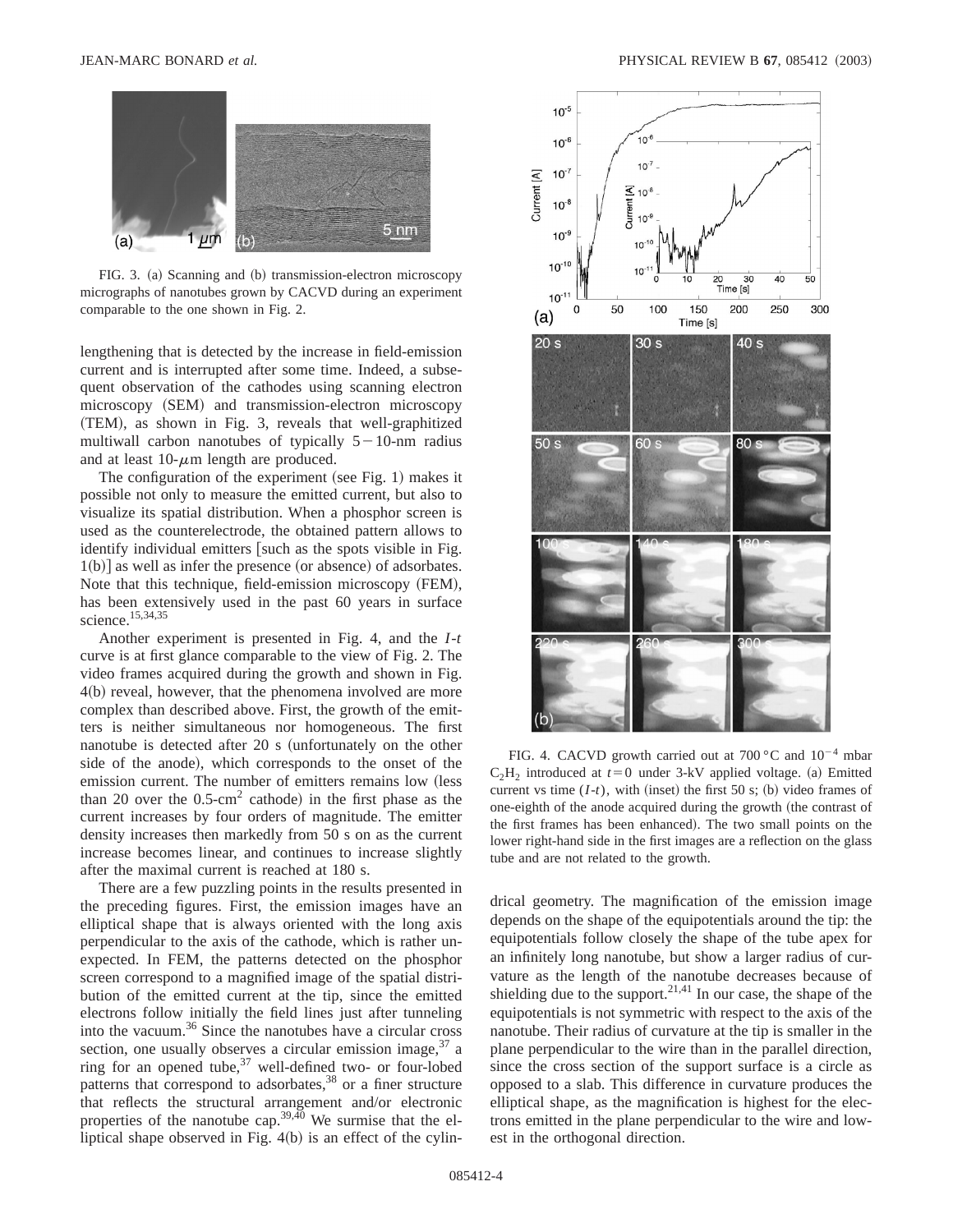FIG. 3. (a) Scanning and (b) transmission-electron microscopy micrographs of nanotubes grown by CACVD during an experiment comparable to the one shown in Fig. 2.

lengthening that is detected by the increase in field-emission current and is interrupted after some time. Indeed, a subsequent observation of the cathodes using scanning electron microscopy (SEM) and transmission-electron microscopy (TEM), as shown in Fig. 3, reveals that well-graphitized multiwall carbon nanotubes of typically 5−10-nm radius and at least 10-$\mu$m length are produced.

The configuration of the experiment (see Fig. 1) makes it possible not only to measure the emitted current, but also to visualize its spatial distribution. When a phosphor screen is used as the counterelectrode, the obtained pattern allows to identify individual emitters [such as the spots visible in Fig. 1(b)] as well as infer the presence (or absence) of adsorbates. Note that this technique, field-emission microscopy (FEM), has been extensively used in the past 60 years in surface science.[15,34,35]

Another experiment is presented in Fig. 4, and the *I*-*t* curve is at first glance comparable to the view of Fig. 2. The video frames acquired during the growth and shown in Fig. 4(b) reveal, however, that the phenomena involved are more complex than described above. First, the growth of the emitters is neither simultaneous nor homogeneous. The first nanotube is detected after 20 s (unfortunately on the other side of the anode), which corresponds to the onset of the emission current. The number of emitters remains low (less than 20 over the 0.5-cm$^2$ cathode) in the first phase as the current increases by four orders of magnitude. The emitter density increases then markedly from 50 s on as the current increase becomes linear, and continues to increase slightly after the maximal current is reached at 180 s.

There are a few puzzling points in the results presented in the preceding figures. First, the emission images have an elliptical shape that is always oriented with the long axis perpendicular to the axis of the cathode, which is rather unexpected. In FEM, the patterns detected on the phosphor screen correspond to a magnified image of the spatial distribution of the emitted current at the tip, since the emitted electrons follow initially the field lines just after tunneling into the vacuum.[36] Since the nanotubes have a circular cross section, one usually observes a circular emission image,[37] a ring for an opened tube,[37] well-defined two- or four-lobed patterns that correspond to adsorbates,[38] or a finer structure that reflects the structural arrangement and/or electronic properties of the nanotube cap.[39,40] We surmise that the elliptical shape observed in Fig. 4(b) is an effect of the cylindrical geometry. The magnification of the emission image depends on the shape of the equipotentials around the tip: the equipotentials follow closely the shape of the tube apex for an infinitely long nanotube, but show a larger radius of curvature as the length of the nanotube decreases because of shielding due to the support.[21,41] In our case, the shape of the equipotentials is not symmetric with respect to the axis of the nanotube. Their radius of curvature at the tip is smaller in the plane perpendicular to the wire than in the parallel direction, since the cross section of the support surface is a circle as opposed to a slab. This difference in curvature produces the elliptical shape, as the magnification is highest for the electrons emitted in the plane perpendicular to the wire and lowest in the orthogonal direction.

FIG. 4. CACVD growth carried out at 700 °C and $10^{-4}$ mbar $C_2H_2$ introduced at $t=0$ under 3-kV applied voltage. (a) Emitted current vs time (*I*-*t*), with (inset) the first 50 s; (b) video frames of one-eighth of the anode acquired during the growth (the contrast of the first frames has been enhanced). The two small points on the lower right-hand side in the first images are a reflection on the glass tube and are not related to the growth.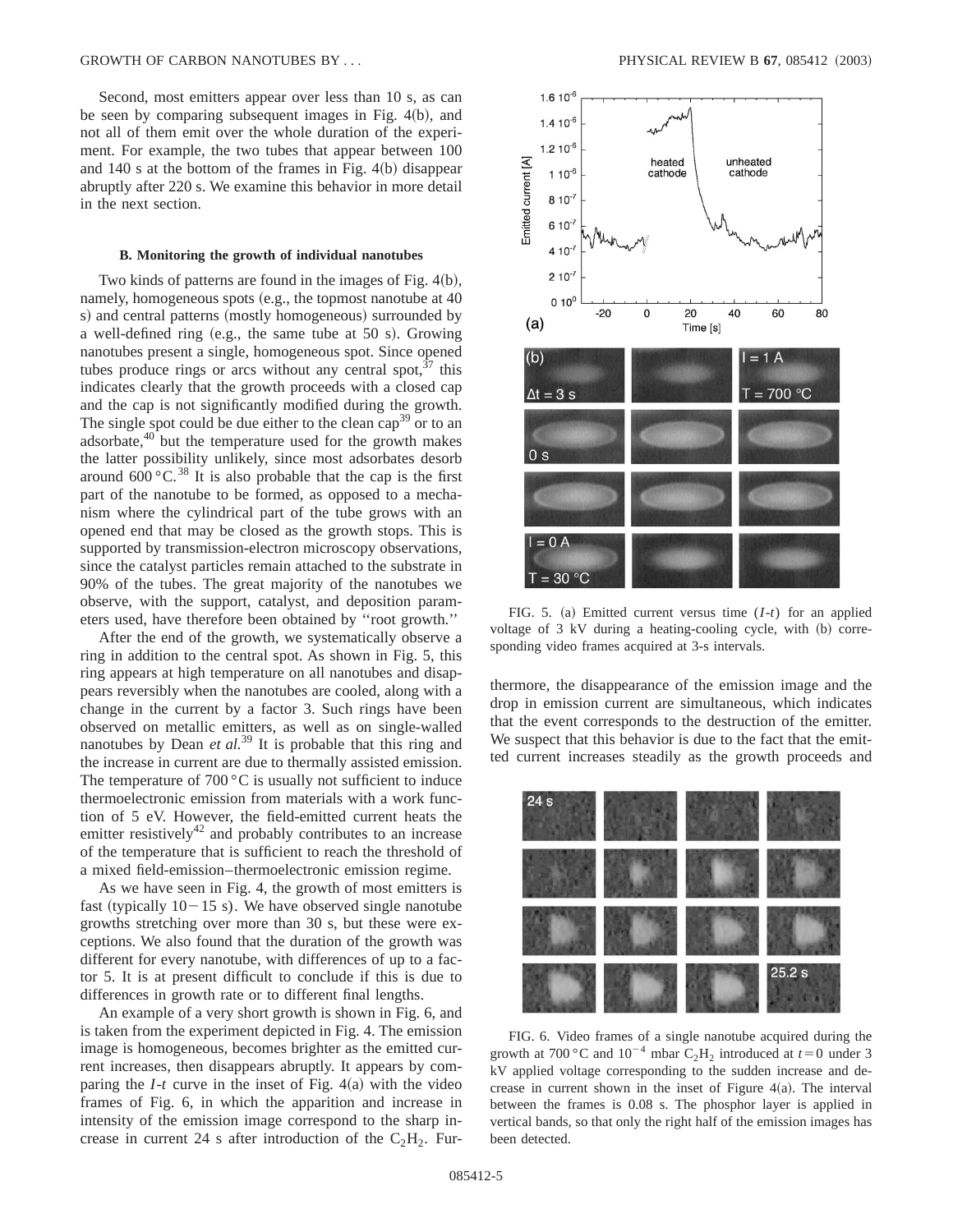Second, most emitters appear over less than 10 s, as can be seen by comparing subsequent images in Fig. 4(b), and not all of them emit over the whole duration of the experiment. For example, the two tubes that appear between 100 and 140 s at the bottom of the frames in Fig. 4(b) disappear abruptly after 220 s. We examine this behavior in more detail in the next section.

### B. Monitoring the growth of individual nanotubes

Two kinds of patterns are found in the images of Fig. 4(b), namely, homogeneous spots (e.g., the topmost nanotube at 40 s) and central patterns (mostly homogeneous) surrounded by a well-defined ring (e.g., the same tube at 50 s). Growing nanotubes present a single, homogeneous spot. Since opened tubes produce rings or arcs without any central spot,[37] this indicates clearly that the growth proceeds with a closed cap and the cap is not significantly modified during the growth. The single spot could be due either to the clean cap[39] or to an adsorbate,[40] but the temperature used for the growth makes the latter possibility unlikely, since most adsorbates desorb around 600 °C.[38] It is also probable that the cap is the first part of the nanotube to be formed, as opposed to a mechanism where the cylindrical part of the tube grows with an opened end that may be closed as the growth stops. This is supported by transmission-electron microscopy observations, since the catalyst particles remain attached to the substrate in 90% of the tubes. The great majority of the nanotubes we observe, with the support, catalyst, and deposition parameters used, have therefore been obtained by "root growth."

After the end of the growth, we systematically observe a ring in addition to the central spot. As shown in Fig. 5, this ring appears at high temperature on all nanotubes and disappears reversibly when the nanotubes are cooled, along with a change in the current by a factor 3. Such rings have been observed on metallic emitters, as well as on single-walled nanotubes by Dean *et al.*[39] It is probable that this ring and the increase in current are due to thermally assisted emission. The temperature of 700 °C is usually not sufficient to induce thermoelectronic emission from materials with a work function of 5 eV. However, the field-emitted current heats the emitter resistively[42] and probably contributes to an increase of the temperature that is sufficient to reach the threshold of a mixed field-emission–thermoelectronic emission regime.

As we have seen in Fig. 4, the growth of most emitters is fast (typically 10−15 s). We have observed single nanotube growths stretching over more than 30 s, but these were exceptions. We also found that the duration of the growth was different for every nanotube, with differences of up to a factor 5. It is at present difficult to conclude if this is due to differences in growth rate or to different final lengths.

An example of a very short growth is shown in Fig. 6, and is taken from the experiment depicted in Fig. 4. The emission image is homogeneous, becomes brighter as the emitted current increases, then disappears abruptly. It appears by comparing the *I-t* curve in the inset of Fig. 4(a) with the video frames of Fig. 6, in which the apparition and increase in intensity of the emission image correspond to the sharp increase in current 24 s after introduction of the $C_2H_2$. Furthermore, the disappearance of the emission image and the drop in emission current are simultaneous, which indicates that the event corresponds to the destruction of the emitter. We suspect that this behavior is due to the fact that the emitted current increases steadily as the growth proceeds and

FIG. 5. (a) Emitted current versus time (*I-t*) for an applied voltage of 3 kV during a heating-cooling cycle, with (b) corresponding video frames acquired at 3-s intervals.

FIG. 6. Video frames of a single nanotube acquired during the growth at 700 °C and $10^{-4}$ mbar $C_2H_2$ introduced at $t=0$ under 3 kV applied voltage corresponding to the sudden increase and decrease in current shown in the inset of Figure 4(a). The interval between the frames is 0.08 s. The phosphor layer is applied in vertical bands, so that only the right half of the emission images has been detected.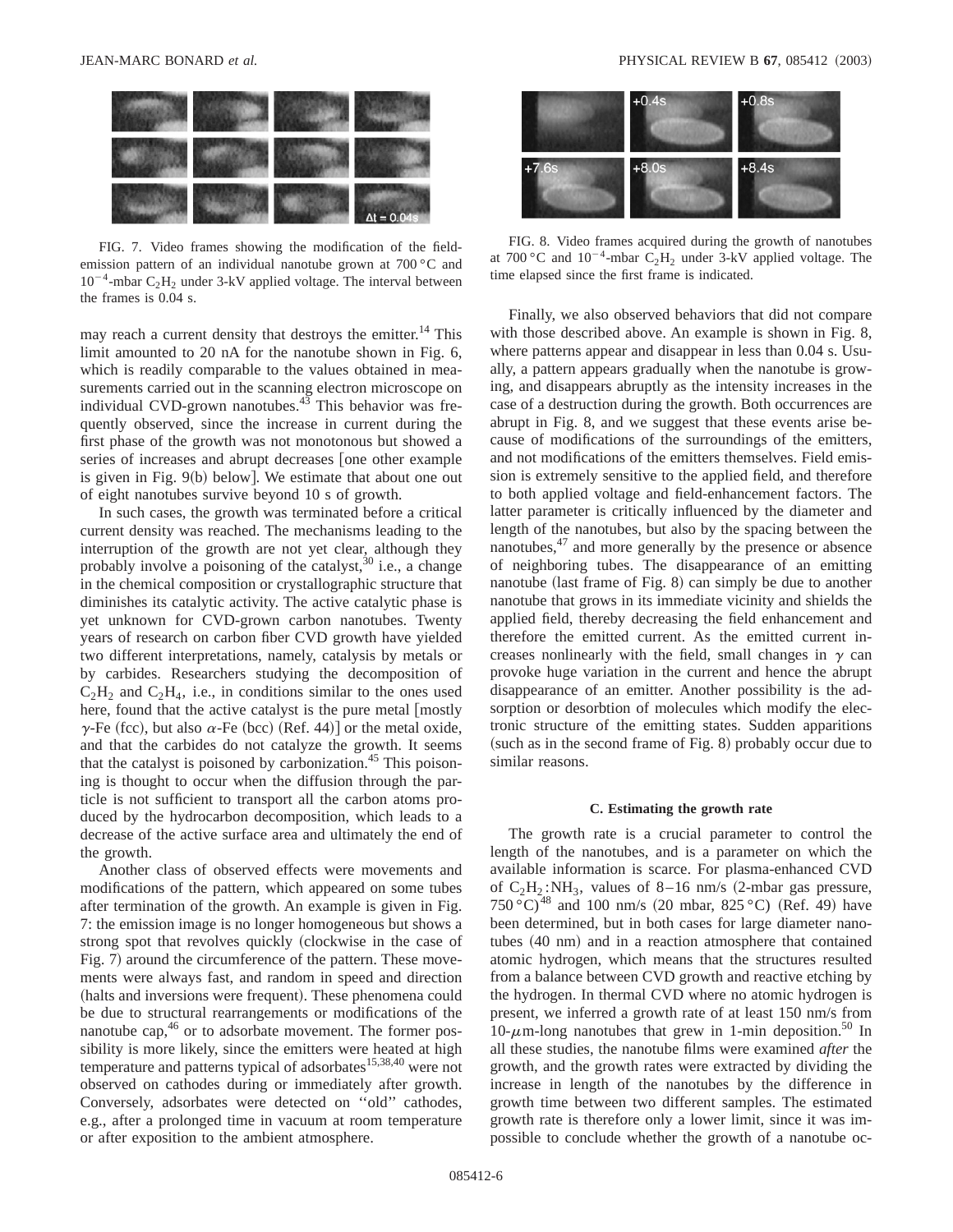FIG. 7. Video frames showing the modification of the field-emission pattern of an individual nanotube grown at 700 °C and $10^{-4}$-mbar $C_2H_2$ under 3-kV applied voltage. The interval between the frames is 0.04 s.

FIG. 8. Video frames acquired during the growth of nanotubes at 700 °C and $10^{-4}$-mbar $C_2H_2$ under 3-kV applied voltage. The time elapsed since the first frame is indicated.

may reach a current density that destroys the emitter.[14] This limit amounted to 20 nA for the nanotube shown in Fig. 6, which is readily comparable to the values obtained in measurements carried out in the scanning electron microscope on individual CVD-grown nanotubes.[43] This behavior was frequently observed, since the increase in current during the first phase of the growth was not monotonous but showed a series of increases and abrupt decreases [one other example is given in Fig. 9(b) below]. We estimate that about one out of eight nanotubes survive beyond 10 s of growth.

In such cases, the growth was terminated before a critical current density was reached. The mechanisms leading to the interruption of the growth are not yet clear, although they probably involve a poisoning of the catalyst,[30] i.e., a change in the chemical composition or crystallographic structure that diminishes its catalytic activity. The active catalytic phase is yet unknown for CVD-grown carbon nanotubes. Twenty years of research on carbon fiber CVD growth have yielded two different interpretations, namely, catalysis by metals or by carbides. Researchers studying the decomposition of $C_2H_2$ and $C_2H_4$, i.e., in conditions similar to the ones used here, found that the active catalyst is the pure metal [mostly $\gamma$-Fe (fcc), but also $\alpha$-Fe (bcc) (Ref. 44)] or the metal oxide, and that the carbides do not catalyze the growth. It seems that the catalyst is poisoned by carbonization.[45] This poisoning is thought to occur when the diffusion through the particle is not sufficient to transport all the carbon atoms produced by the hydrocarbon decomposition, which leads to a decrease of the active surface area and ultimately the end of the growth.

Another class of observed effects were movements and modifications of the pattern, which appeared on some tubes after termination of the growth. An example is given in Fig. 7: the emission image is no longer homogeneous but shows a strong spot that revolves quickly (clockwise in the case of Fig. 7) around the circumference of the pattern. These movements were always fast, and random in speed and direction (halts and inversions were frequent). These phenomena could be due to structural rearrangements or modifications of the nanotube cap,[46] or to adsorbate movement. The former possibility is more likely, since the emitters were heated at high temperature and patterns typical of adsorbates[15,38,40] were not observed on cathodes during or immediately after growth. Conversely, adsorbates were detected on ''old'' cathodes, e.g., after a prolonged time in vacuum at room temperature or after exposition to the ambient atmosphere.

Finally, we also observed behaviors that did not compare with those described above. An example is shown in Fig. 8, where patterns appear and disappear in less than 0.04 s. Usually, a pattern appears gradually when the nanotube is growing, and disappears abruptly as the intensity increases in the case of a destruction during the growth. Both occurrences are abrupt in Fig. 8, and we suggest that these events arise because of modifications of the surroundings of the emitters, and not modifications of the emitters themselves. Field emission is extremely sensitive to the applied field, and therefore to both applied voltage and field-enhancement factors. The latter parameter is critically influenced by the diameter and length of the nanotubes, but also by the spacing between the nanotubes,[47] and more generally by the presence or absence of neighboring tubes. The disappearance of an emitting nanotube (last frame of Fig. 8) can simply be due to another nanotube that grows in its immediate vicinity and shields the applied field, thereby decreasing the field enhancement and therefore the emitted current. As the emitted current increases nonlinearly with the field, small changes in $\gamma$ can provoke huge variation in the current and hence the abrupt disappearance of an emitter. Another possibility is the adsorption or desorbtion of molecules which modify the electronic structure of the emitting states. Sudden apparitions (such as in the second frame of Fig. 8) probably occur due to similar reasons.

### C. Estimating the growth rate

The growth rate is a crucial parameter to control the length of the nanotubes, and is a parameter on which the available information is scarce. For plasma-enhanced CVD of $C_2H_2$:$NH_3$, values of 8–16 nm/s (2-mbar gas pressure, 750 °C)[48] and 100 nm/s (20 mbar, 825 °C) (Ref. 49) have been determined, but in both cases for large diameter nanotubes (40 nm) and in a reaction atmosphere that contained atomic hydrogen, which means that the structures resulted from a balance between CVD growth and reactive etching by the hydrogen. In thermal CVD where no atomic hydrogen is present, we inferred a growth rate of at least 150 nm/s from 10-$\mu$m-long nanotubes that grew in 1-min deposition.[50] In all these studies, the nanotube films were examined *after* the growth, and the growth rates were extracted by dividing the increase in length of the nanotubes by the difference in growth time between two different samples. The estimated growth rate is therefore only a lower limit, since it was impossible to conclude whether the growth of a nanotube oc-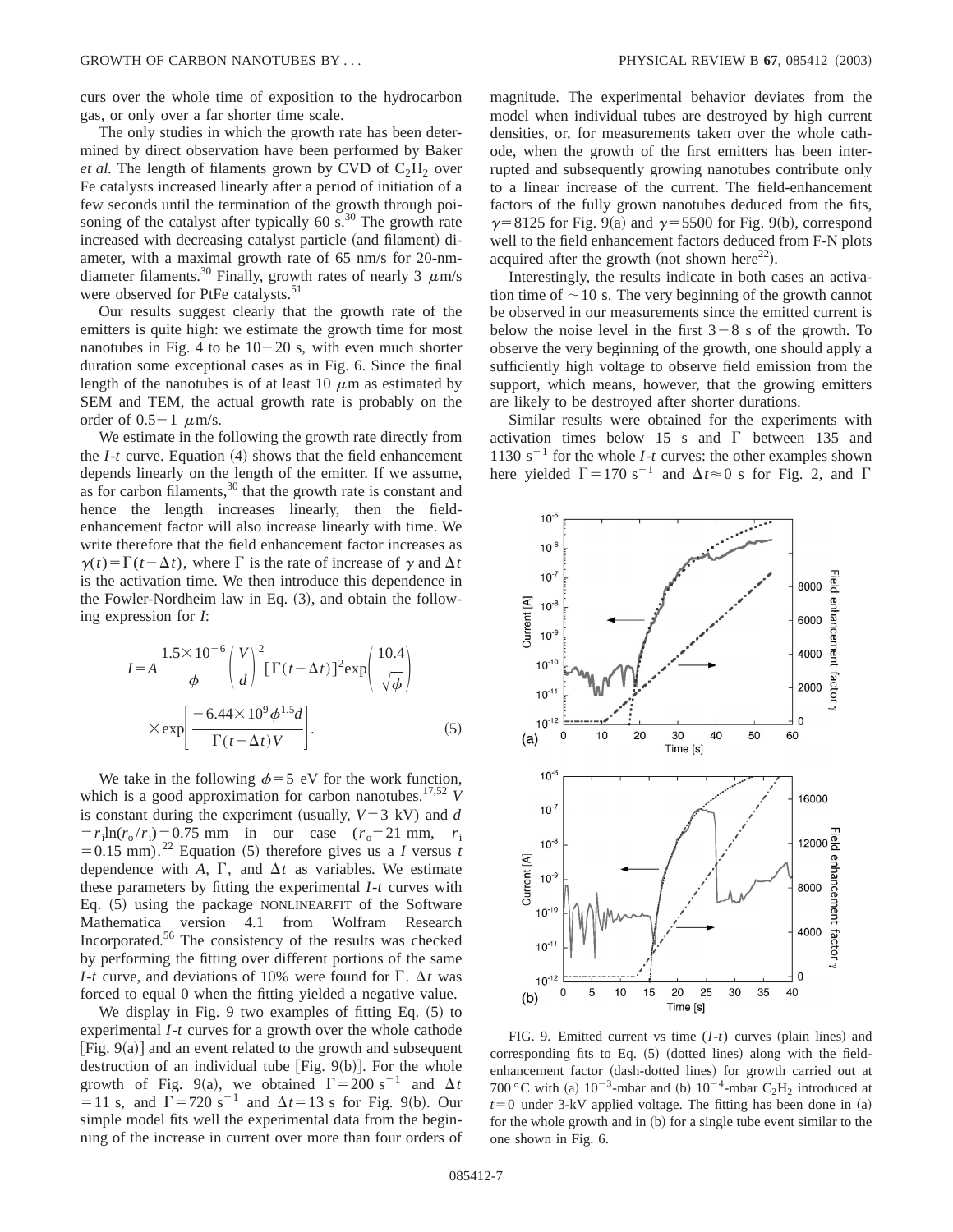curs over the whole time of exposition to the hydrocarbon gas, or only over a far shorter time scale.

The only studies in which the growth rate has been determined by direct observation have been performed by Baker *et al.* The length of filaments grown by CVD of $C_2H_2$ over Fe catalysts increased linearly after a period of initiation of a few seconds until the termination of the growth through poisoning of the catalyst after typically 60 s.[30] The growth rate increased with decreasing catalyst particle (and filament) diameter, with a maximal growth rate of 65 nm/s for 20-nm-diameter filaments.[30] Finally, growth rates of nearly 3 $\mu$m/s were observed for PtFe catalysts.[51]

Our results suggest clearly that the growth rate of the emitters is quite high: we estimate the growth time for most nanotubes in Fig. 4 to be 10−20 s, with even much shorter duration some exceptional cases as in Fig. 6. Since the final length of the nanotubes is of at least 10 $\mu$m as estimated by SEM and TEM, the actual growth rate is probably on the order of 0.5−1 $\mu$m/s.

We estimate in the following the growth rate directly from the *I*-*t* curve. Equation (4) shows that the field enhancement depends linearly on the length of the emitter. If we assume, as for carbon filaments,[30] that the growth rate is constant and hence the length increases linearly, then the field-enhancement factor will also increase linearly with time. We write therefore that the field enhancement factor increases as $\gamma(t) = \Gamma(t-\Delta t)$, where $\Gamma$ is the rate of increase of $\gamma$ and $\Delta t$ is the activation time. We then introduce this dependence in the Fowler-Nordheim law in Eq. (3), and obtain the following expression for *I*:

$$I = A\frac{1.5\times10^{-6}}{\phi}\left(\frac{V}{d}\right)^2[\Gamma(t-\Delta t)]^2\exp\left(\frac{10.4}{\sqrt{\phi}}\right)\times\exp\left[\frac{-6.44\times10^9\phi^{1.5}d}{\Gamma(t-\Delta t)V}\right]. \quad (5)$$

We take in the following $\phi = 5$ eV for the work function, which is a good approximation for carbon nanotubes.[17,52] $V$ is constant during the experiment (usually, $V = 3$ kV) and $d = r_i \ln(r_o/r_i) = 0.75$ mm in our case ($r_o = 21$ mm, $r_i = 0.15$ mm).[22] Equation (5) therefore gives us a $I$ versus $t$ dependence with $A$, $\Gamma$, and $\Delta t$ as variables. We estimate these parameters by fitting the experimental *I*-*t* curves with Eq. (5) using the package NONLINEARFIT of the Software Mathematica version 4.1 from Wolfram Research Incorporated.[56] The consistency of the results was checked by performing the fitting over different portions of the same *I*-*t* curve, and deviations of 10% were found for $\Gamma$. $\Delta t$ was forced to equal 0 when the fitting yielded a negative value.

We display in Fig. 9 two examples of fitting Eq. (5) to experimental *I*-*t* curves for a growth over the whole cathode [Fig. 9(a)] and an event related to the growth and subsequent destruction of an individual tube [Fig. 9(b)]. For the whole growth of Fig. 9(a), we obtained $\Gamma = 200$ s$^{-1}$ and $\Delta t = 11$ s, and $\Gamma = 720$ s$^{-1}$ and $\Delta t = 13$ s for Fig. 9(b). Our simple model fits well the experimental data from the beginning of the increase in current over more than four orders of magnitude. The experimental behavior deviates from the model when individual tubes are destroyed by high current densities, or, for measurements taken over the whole cathode, when the growth of the first emitters has been interrupted and subsequently growing nanotubes contribute only to a linear increase of the current. The field-enhancement factors of the fully grown nanotubes deduced from the fits, $\gamma = 8125$ for Fig. 9(a) and $\gamma = 5500$ for Fig. 9(b), correspond well to the field enhancement factors deduced from F-N plots acquired after the growth (not shown here[22]).

Interestingly, the results indicate in both cases an activation time of ~10 s. The very beginning of the growth cannot be observed in our measurements since the emitted current is below the noise level in the first 3−8 s of the growth. To observe the very beginning of the growth, one should apply a sufficiently high voltage to observe field emission from the support, which means, however, that the growing emitters are likely to be destroyed after shorter durations.

Similar results were obtained for the experiments with activation times below 15 s and $\Gamma$ between 135 and 1130 s$^{-1}$ for the whole *I*-*t* curves: the other examples shown here yielded $\Gamma = 170$ s$^{-1}$ and $\Delta t \approx 0$ s for Fig. 2, and $\Gamma$

FIG. 9. Emitted current vs time (*I*-*t*) curves (plain lines) and corresponding fits to Eq. (5) (dotted lines) along with the field-enhancement factor (dash-dotted lines) for growth carried out at 700 °C with (a) $10^{-3}$-mbar and (b) $10^{-4}$-mbar $C_2H_2$ introduced at $t = 0$ under 3-kV applied voltage. The fitting has been done in (a) for the whole growth and in (b) for a single tube event similar to the one shown in Fig. 6.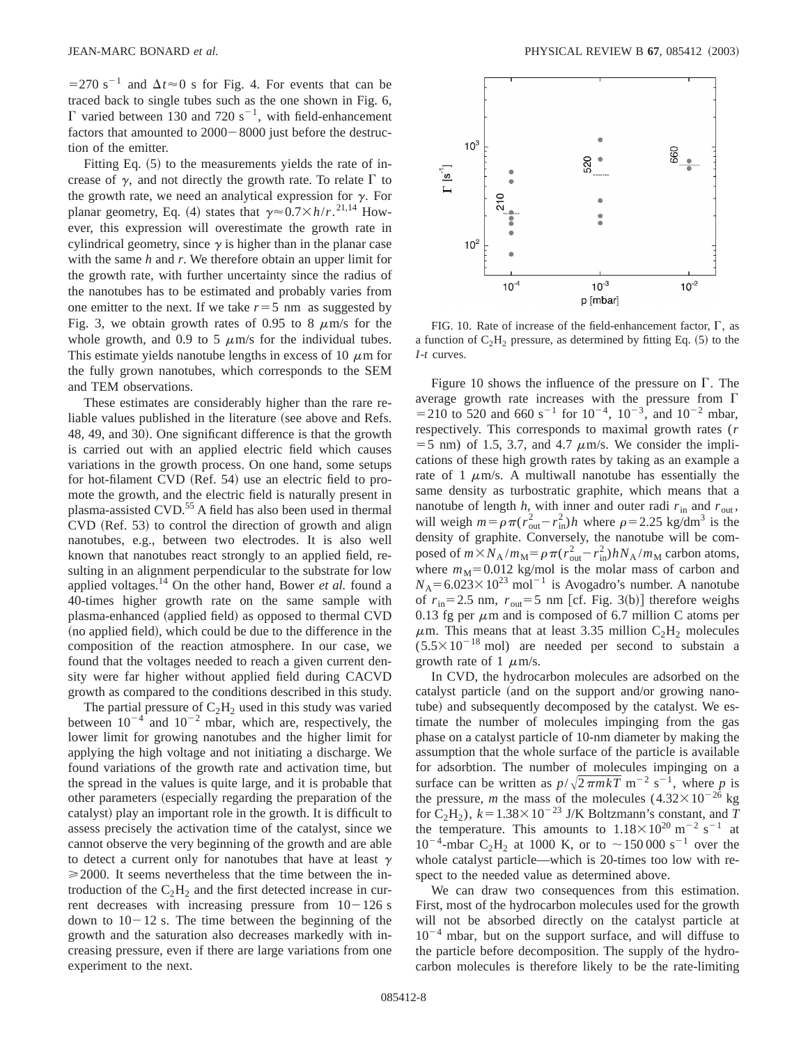$=270\ s^{-1}$ and $\Delta t \approx 0$ s for Fig. 4. For events that can be traced back to single tubes such as the one shown in Fig. 6, $\Gamma$ varied between 130 and 720 $s^{-1}$, with field-enhancement factors that amounted to 2000−8000 just before the destruction of the emitter.

Fitting Eq. (5) to the measurements yields the rate of increase of $\gamma$, and not directly the growth rate. To relate $\Gamma$ to the growth rate, we need an analytical expression for $\gamma$. For planar geometry, Eq. (4) states that $\gamma \approx 0.7 \times h/r$.[21,14] However, this expression will overestimate the growth rate in cylindrical geometry, since $\gamma$ is higher than in the planar case with the same $h$ and $r$. We therefore obtain an upper limit for the growth rate, with further uncertainty since the radius of the nanotubes has to be estimated and probably varies from one emitter to the next. If we take $r=5$ nm as suggested by Fig. 3, we obtain growth rates of 0.95 to 8 $\mu$m/s for the whole growth, and 0.9 to 5 $\mu$m/s for the individual tubes. This estimate yields nanotube lengths in excess of 10 $\mu$m for the fully grown nanotubes, which corresponds to the SEM and TEM observations.

These estimates are considerably higher than the rare reliable values published in the literature (see above and Refs. 48, 49, and 30). One significant difference is that the growth is carried out with an applied electric field which causes variations in the growth process. On one hand, some setups for hot-filament CVD (Ref. 54) use an electric field to promote the growth, and the electric field is naturally present in plasma-assisted CVD.[55] A field has also been used in thermal CVD (Ref. 53) to control the direction of growth and align nanotubes, e.g., between two electrodes. It is also well known that nanotubes react strongly to an applied field, resulting in an alignment perpendicular to the substrate for low applied voltages.[14] On the other hand, Bower *et al.* found a 40-times higher growth rate on the same sample with plasma-enhanced (applied field) as opposed to thermal CVD (no applied field), which could be due to the difference in the composition of the reaction atmosphere. In our case, we found that the voltages needed to reach a given current density were far higher without applied field during CACVD growth as compared to the conditions described in this study.

The partial pressure of $C_2H_2$ used in this study was varied between $10^{-4}$ and $10^{-2}$ mbar, which are, respectively, the lower limit for growing nanotubes and the higher limit for applying the high voltage and not initiating a discharge. We found variations of the growth rate and activation time, but the spread in the values is quite large, and it is probable that other parameters (especially regarding the preparation of the catalyst) play an important role in the growth. It is difficult to assess precisely the activation time of the catalyst, since we cannot observe the very beginning of the growth and are able to detect a current only for nanotubes that have at least $\gamma \geqslant 2000$. It seems nevertheless that the time between the introduction of the $C_2H_2$ and the first detected increase in current decreases with increasing pressure from 10−126 s down to 10−12 s. The time between the beginning of the growth and the saturation also decreases markedly with increasing pressure, even if there are large variations from one experiment to the next.

FIG. 10. Rate of increase of the field-enhancement factor, $\Gamma$, as a function of $C_2H_2$ pressure, as determined by fitting Eq. (5) to the *I-t* curves.

Figure 10 shows the influence of the pressure on $\Gamma$. The average growth rate increases with the pressure from $\Gamma = 210$ to 520 and 660 $s^{-1}$ for $10^{-4}$, $10^{-3}$, and $10^{-2}$ mbar, respectively. This corresponds to maximal growth rates ($r=5$ nm) of 1.5, 3.7, and 4.7 $\mu$m/s. We consider the implications of these high growth rates by taking as an example a rate of 1 $\mu$m/s. A multiwall nanotube has essentially the same density as turbostratic graphite, which means that a nanotube of length $h$, with inner and outer radi $r_{\text{in}}$ and $r_{\text{out}}$, will weigh $m=\rho\pi(r_{\text{out}}^2 - r_{\text{in}}^2)h$ where $\rho=2.25$ kg/dm$^3$ is the density of graphite. Conversely, the nanotube will be composed of $m \times N_A/m_M = \rho\pi(r_{\text{out}}^2 - r_{\text{in}}^2)hN_A/m_M$ carbon atoms, where $m_M = 0.012$ kg/mol is the molar mass of carbon and $N_A = 6.023 \times 10^{23}$ mol$^{-1}$ is Avogadro's number. A nanotube of $r_{\text{in}} = 2.5$ nm, $r_{\text{out}} = 5$ nm [cf. Fig. 3(b)] therefore weighs 0.13 fg per $\mu$m and is composed of 6.7 million C atoms per $\mu$m. This means that at least 3.35 million $C_2H_2$ molecules ($5.5 \times 10^{-18}$ mol) are needed per second to substain a growth rate of 1 $\mu$m/s.

In CVD, the hydrocarbon molecules are adsorbed on the catalyst particle (and on the support and/or growing nanotube) and subsequently decomposed by the catalyst. We estimate the number of molecules impinging from the gas phase on a catalyst particle of 10-nm diameter by making the assumption that the whole surface of the particle is available for adsorbtion. The number of molecules impinging on a surface can be written as $p/\sqrt{2\pi mkT}$ m$^{-2}$ s$^{-1}$, where $p$ is the pressure, $m$ the mass of the molecules ($4.32 \times 10^{-26}$ kg for $C_2H_2$), $k = 1.38 \times 10^{-23}$ J/K Boltzmann's constant, and $T$ the temperature. This amounts to $1.18 \times 10^{20}$ m$^{-2}$ s$^{-1}$ at $10^{-4}$-mbar $C_2H_2$ at 1000 K, or to $\sim$150 000 s$^{-1}$ over the whole catalyst particle—which is 20-times too low with respect to the needed value as determined above.

We can draw two consequences from this estimation. First, most of the hydrocarbon molecules used for the growth will not be absorbed directly on the catalyst particle at $10^{-4}$ mbar, but on the support surface, and will diffuse to the particle before decomposition. The supply of the hydrocarbon molecules is therefore likely to be the rate-limiting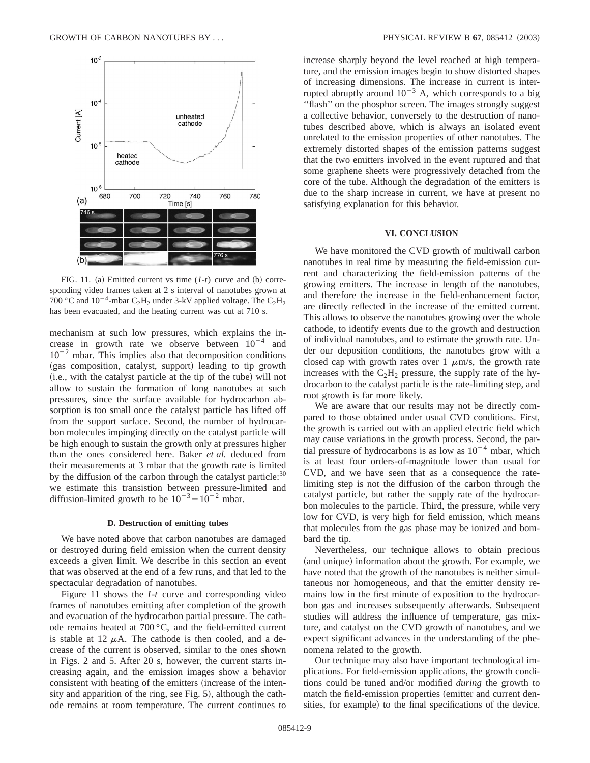10^-3

10^-4

Current [A]

10^-5

10^-6

unheated cathode

heated cathode

(a)

680 700 720 740 760 780

Time [s]

746 s

776 s

(b)

FIG. 11. (a) Emitted current vs time ($I$-$t$) curve and (b) corresponding video frames taken at 2 s interval of nanotubes grown at 700 °C and $10^{-4}$-mbar $C_2H_2$ under 3-kV applied voltage. The $C_2H_2$ has been evacuated, and the heating current was cut at 710 s.

mechanism at such low pressures, which explains the increase in growth rate we observe between $10^{-4}$ and $10^{-2}$ mbar. This implies also that decomposition conditions (gas composition, catalyst, support) leading to tip growth (i.e., with the catalyst particle at the tip of the tube) will not allow to sustain the formation of long nanotubes at such pressures, since the surface available for hydrocarbon absorption is too small once the catalyst particle has lifted off from the support surface. Second, the number of hydrocarbon molecules impinging directly on the catalyst particle will be high enough to sustain the growth only at pressures higher than the ones considered here. Baker *et al.* deduced from their measurements at 3 mbar that the growth rate is limited by the diffusion of the carbon through the catalyst particle:[30] we estimate this transition between pressure-limited and diffusion-limited growth to be $10^{-3}-10^{-2}$ mbar.

#### D. Destruction of emitting tubes

We have noted above that carbon nanotubes are damaged or destroyed during field emission when the current density exceeds a given limit. We describe in this section an event that was observed at the end of a few runs, and that led to the spectacular degradation of nanotubes.

Figure 11 shows the $I$-$t$ curve and corresponding video frames of nanotubes emitting after completion of the growth and evacuation of the hydrocarbon partial pressure. The cathode remains heated at 700 °C, and the field-emitted current is stable at 12 $\mu$A. The cathode is then cooled, and a decrease of the current is observed, similar to the ones shown in Figs. 2 and 5. After 20 s, however, the current starts increasing again, and the emission images show a behavior consistent with heating of the emitters (increase of the intensity and apparition of the ring, see Fig. 5), although the cathode remains at room temperature. The current continues to increase sharply beyond the level reached at high temperature, and the emission images begin to show distorted shapes of increasing dimensions. The increase in current is interrupted abruptly around $10^{-3}$ A, which corresponds to a big "flash" on the phosphor screen. The images strongly suggest a collective behavior, conversely to the destruction of nanotubes described above, which is always an isolated event unrelated to the emission properties of other nanotubes. The extremely distorted shapes of the emission patterns suggest that the two emitters involved in the event ruptured and that some graphene sheets were progressively detached from the core of the tube. Although the degradation of the emitters is due to the sharp increase in current, we have at present no satisfying explanation for this behavior.

## VI. CONCLUSION

We have monitored the CVD growth of multiwall carbon nanotubes in real time by measuring the field-emission current and characterizing the field-emission patterns of the growing emitters. The increase in length of the nanotubes, and therefore the increase in the field-enhancement factor, are directly reflected in the increase of the emitted current. This allows to observe the nanotubes growing over the whole cathode, to identify events due to the growth and destruction of individual nanotubes, and to estimate the growth rate. Under our deposition conditions, the nanotubes grow with a closed cap with growth rates over 1 $\mu$m/s, the growth rate increases with the $C_2H_2$ pressure, the supply rate of the hydrocarbon to the catalyst particle is the rate-limiting step, and root growth is far more likely.

We are aware that our results may not be directly compared to those obtained under usual CVD conditions. First, the growth is carried out with an applied electric field which may cause variations in the growth process. Second, the partial pressure of hydrocarbons is as low as $10^{-4}$ mbar, which is at least four orders-of-magnitude lower than usual for CVD, and we have seen that as a consequence the rate-limiting step is not the diffusion of the carbon through the catalyst particle, but rather the supply rate of the hydrocarbon molecules to the particle. Third, the pressure, while very low for CVD, is very high for field emission, which means that molecules from the gas phase may be ionized and bombard the tip.

Nevertheless, our technique allows to obtain precious (and unique) information about the growth. For example, we have noted that the growth of the nanotubes is neither simultaneous nor homogeneous, and that the emitter density remains low in the first minute of exposition to the hydrocarbon gas and increases subsequently afterwards. Subsequent studies will address the influence of temperature, gas mixture, and catalyst on the CVD growth of nanotubes, and we expect significant advances in the understanding of the phenomena related to the growth.

Our technique may also have important technological implications. For field-emission applications, the growth conditions could be tuned and/or modified *during* the growth to match the field-emission properties (emitter and current densities, for example) to the final specifications of the device.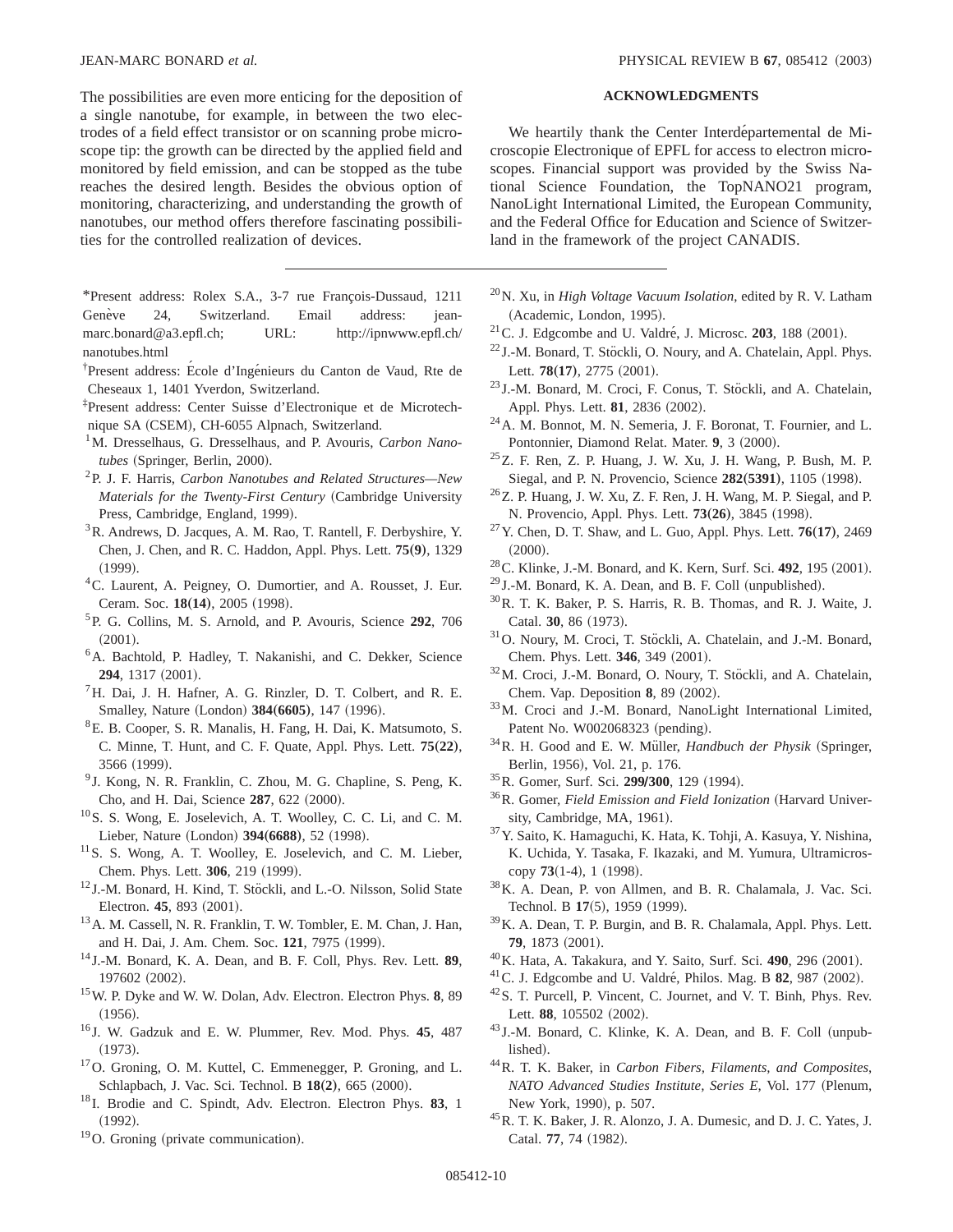The possibilities are even more enticing for the deposition of a single nanotube, for example, in between the two electrodes of a field effect transistor or on scanning probe microscope tip: the growth can be directed by the applied field and monitored by field emission, and can be stopped as the tube reaches the desired length. Besides the obvious option of monitoring, characterizing, and understanding the growth of nanotubes, our method offers therefore fascinating possibilities for the controlled realization of devices.

## ACKNOWLEDGMENTS

We heartily thank the Center Interdépartemental de Microscopie Electronique of EPFL for access to electron microscopes. Financial support was provided by the Swiss National Science Foundation, the TopNANO21 program, NanoLight International Limited, the European Community, and the Federal Office for Education and Science of Switzerland in the framework of the project CANADIS.

---

*Present address: Rolex S.A., 3-7 rue François-Dussaud, 1211 Genève 24, Switzerland. Email address: jean-marc.bonard@a3.epfl.ch; URL: http://ipnwww.epfl.ch/nanotubes.html

†Present address: École d'Ingénieurs du Canton de Vaud, Rte de Cheseaux 1, 1401 Yverdon, Switzerland.

‡Present address: Center Suisse d'Electronique et de Microtechnique SA (CSEM), CH-6055 Alpnach, Switzerland.

[1] M. Dresselhaus, G. Dresselhaus, and P. Avouris, *Carbon Nanotubes* (Springer, Berlin, 2000).

[2] P. J. F. Harris, *Carbon Nanotubes and Related Structures—New Materials for the Twenty-First Century* (Cambridge University Press, Cambridge, England, 1999).

[3] R. Andrews, D. Jacques, A. M. Rao, T. Rantell, F. Derbyshire, Y. Chen, J. Chen, and R. C. Haddon, Appl. Phys. Lett. **75(9)**, 1329 (1999).

[4] C. Laurent, A. Peigney, O. Dumortier, and A. Rousset, J. Eur. Ceram. Soc. **18(14)**, 2005 (1998).

[5] P. G. Collins, M. S. Arnold, and P. Avouris, Science **292**, 706 (2001).

[6] A. Bachtold, P. Hadley, T. Nakanishi, and C. Dekker, Science **294**, 1317 (2001).

[7] H. Dai, J. H. Hafner, A. G. Rinzler, D. T. Colbert, and R. E. Smalley, Nature (London) **384(6605)**, 147 (1996).

[8] E. B. Cooper, S. R. Manalis, H. Fang, H. Dai, K. Matsumoto, S. C. Minne, T. Hunt, and C. F. Quate, Appl. Phys. Lett. **75(22)**, 3566 (1999).

[9] J. Kong, N. R. Franklin, C. Zhou, M. G. Chapline, S. Peng, K. Cho, and H. Dai, Science **287**, 622 (2000).

[10] S. S. Wong, E. Joselevich, A. T. Woolley, C. C. Li, and C. M. Lieber, Nature (London) **394(6688)**, 52 (1998).

[11] S. S. Wong, A. T. Woolley, E. Joselevich, and C. M. Lieber, Chem. Phys. Lett. **306**, 219 (1999).

[12] J.-M. Bonard, H. Kind, T. Stöckli, and L.-O. Nilsson, Solid State Electron. **45**, 893 (2001).

[13] A. M. Cassell, N. R. Franklin, T. W. Tombler, E. M. Chan, J. Han, and H. Dai, J. Am. Chem. Soc. **121**, 7975 (1999).

[14] J.-M. Bonard, K. A. Dean, and B. F. Coll, Phys. Rev. Lett. **89**, 197602 (2002).

[15] W. P. Dyke and W. W. Dolan, Adv. Electron. Electron Phys. **8**, 89 (1956).

[16] J. W. Gadzuk and E. W. Plummer, Rev. Mod. Phys. **45**, 487 (1973).

[17] O. Groning, O. M. Kuttel, C. Emmenegger, P. Groning, and L. Schlapbach, J. Vac. Sci. Technol. B **18(2)**, 665 (2000).

[18] I. Brodie and C. Spindt, Adv. Electron. Electron Phys. **83**, 1 (1992).

[19] O. Groning (private communication).

[20] N. Xu, in *High Voltage Vacuum Isolation*, edited by R. V. Latham (Academic, London, 1995).

[21] C. J. Edgcombe and U. Valdré, J. Microsc. **203**, 188 (2001).

[22] J.-M. Bonard, T. Stöckli, O. Noury, and A. Chatelain, Appl. Phys. Lett. **78(17)**, 2775 (2001).

[23] J.-M. Bonard, M. Croci, F. Conus, T. Stöckli, and A. Chatelain, Appl. Phys. Lett. **81**, 2836 (2002).

[24] A. M. Bonnot, M. N. Semeria, J. F. Boronat, T. Fournier, and L. Pontonnier, Diamond Relat. Mater. **9**, 3 (2000).

[25] Z. F. Ren, Z. P. Huang, J. W. Xu, J. H. Wang, P. Bush, M. P. Siegal, and P. N. Provencio, Science **282(5391)**, 1105 (1998).

[26] Z. P. Huang, J. W. Xu, Z. F. Ren, J. H. Wang, M. P. Siegal, and P. N. Provencio, Appl. Phys. Lett. **73(26)**, 3845 (1998).

[27] Y. Chen, D. T. Shaw, and L. Guo, Appl. Phys. Lett. **76(17)**, 2469 (2000).

[28] C. Klinke, J.-M. Bonard, and K. Kern, Surf. Sci. **492**, 195 (2001).

[29] J.-M. Bonard, K. A. Dean, and B. F. Coll (unpublished).

[30] R. T. K. Baker, P. S. Harris, R. B. Thomas, and R. J. Waite, J. Catal. **30**, 86 (1973).

[31] O. Noury, M. Croci, T. Stöckli, A. Chatelain, and J.-M. Bonard, Chem. Phys. Lett. **346**, 349 (2001).

[32] M. Croci, J.-M. Bonard, O. Noury, T. Stöckli, and A. Chatelain, Chem. Vap. Deposition **8**, 89 (2002).

[33] M. Croci and J.-M. Bonard, NanoLight International Limited, Patent No. W002068323 (pending).

[34] R. H. Good and E. W. Müller, *Handbuch der Physik* (Springer, Berlin, 1956), Vol. 21, p. 176.

[35] R. Gomer, Surf. Sci. **299/300**, 129 (1994).

[36] R. Gomer, *Field Emission and Field Ionization* (Harvard University, Cambridge, MA, 1961).

[37] Y. Saito, K. Hamaguchi, K. Hata, K. Tohji, A. Kasuya, Y. Nishina, K. Uchida, Y. Tasaka, F. Ikazaki, and M. Yumura, Ultramicroscopy **73**(1-4), 1 (1998).

[38] K. A. Dean, P. von Allmen, and B. R. Chalamala, J. Vac. Sci. Technol. B **17**(5), 1959 (1999).

[39] K. A. Dean, T. P. Burgin, and B. R. Chalamala, Appl. Phys. Lett. **79**, 1873 (2001).

[40] K. Hata, A. Takakura, and Y. Saito, Surf. Sci. **490**, 296 (2001).

[41] C. J. Edgcombe and U. Valdré, Philos. Mag. B **82**, 987 (2002).

[42] S. T. Purcell, P. Vincent, C. Journet, and V. T. Binh, Phys. Rev. Lett. **88**, 105502 (2002).

[43] J.-M. Bonard, C. Klinke, K. A. Dean, and B. F. Coll (unpublished).

[44] R. T. K. Baker, in *Carbon Fibers, Filaments, and Composites*, *NATO Advanced Studies Institute, Series E*, Vol. 177 (Plenum, New York, 1990), p. 507.

[45] R. T. K. Baker, J. R. Alonzo, J. A. Dumesic, and D. J. C. Yates, J. Catal. **77**, 74 (1982).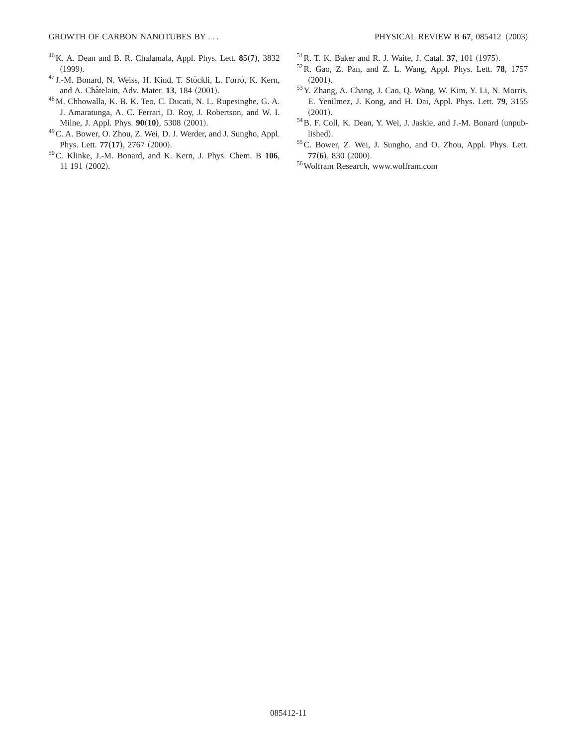[46] K. A. Dean and B. R. Chalamala, Appl. Phys. Lett. **85(7)**, 3832 (1999).

[47] J.-M. Bonard, N. Weiss, H. Kind, T. Stöckli, L. Forró, K. Kern, and A. Châtelain, Adv. Mater. **13**, 184 (2001).

[48] M. Chhowalla, K. B. K. Teo, C. Ducati, N. L. Rupesinghe, G. A. J. Amaratunga, A. C. Ferrari, D. Roy, J. Robertson, and W. I. Milne, J. Appl. Phys. **90(10)**, 5308 (2001).

[49] C. A. Bower, O. Zhou, Z. Wei, D. J. Werder, and J. Sungho, Appl. Phys. Lett. **77(17)**, 2767 (2000).

[50] C. Klinke, J.-M. Bonard, and K. Kern, J. Phys. Chem. B **106**, 11 191 (2002).

[51] R. T. K. Baker and R. J. Waite, J. Catal. **37**, 101 (1975).

[52] R. Gao, Z. Pan, and Z. L. Wang, Appl. Phys. Lett. **78**, 1757 (2001).

[53] Y. Zhang, A. Chang, J. Cao, Q. Wang, W. Kim, Y. Li, N. Morris, E. Yenilmez, J. Kong, and H. Dai, Appl. Phys. Lett. **79**, 3155 (2001).

[54] B. F. Coll, K. Dean, Y. Wei, J. Jaskie, and J.-M. Bonard (unpublished).

[55] C. Bower, Z. Wei, J. Sungho, and O. Zhou, Appl. Phys. Lett. **77(6)**, 830 (2000).

[56] Wolfram Research, www.wolfram.com